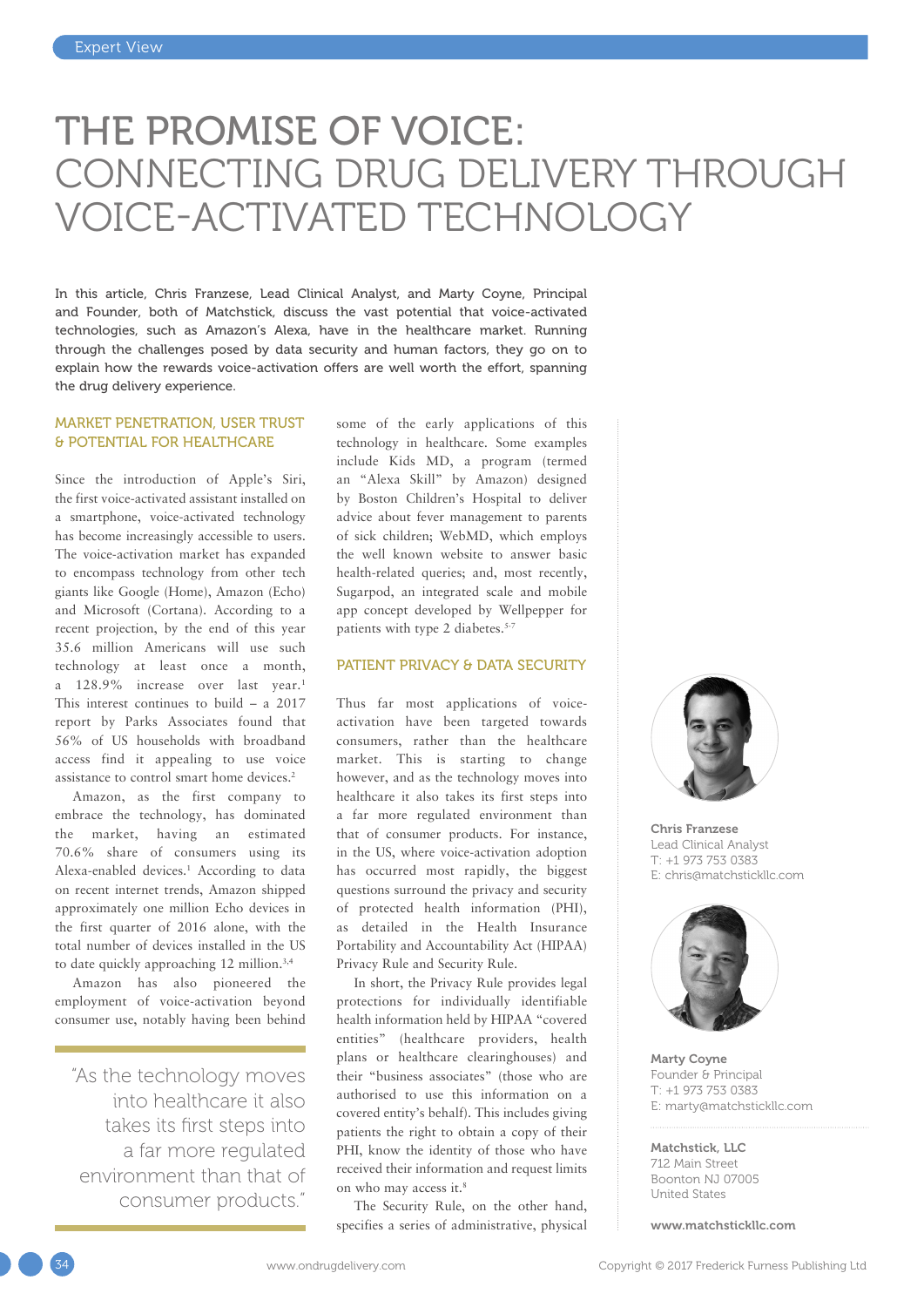# THE PROMISE OF VOICE: CONNECTING DRUG DELIVERY THROUGH VOICE-ACTIVATED TECHNOLOGY

In this article, Chris Franzese, Lead Clinical Analyst, and Marty Coyne, Principal and Founder, both of Matchstick, discuss the vast potential that voice-activated technologies, such as Amazon's Alexa, have in the healthcare market. Running through the challenges posed by data security and human factors, they go on to explain how the rewards voice-activation offers are well worth the effort, spanning the drug delivery experience.

## MARKET PENETRATION, USER TRUST & POTENTIAL FOR HEALTHCARE

Since the introduction of Apple's Siri, the first voice-activated assistant installed on a smartphone, voice-activated technology has become increasingly accessible to users. The voice-activation market has expanded to encompass technology from other tech giants like Google (Home), Amazon (Echo) and Microsoft (Cortana). According to a recent projection, by the end of this year 35.6 million Americans will use such technology at least once a month, a 128.9% increase over last year.[1] This interest continues to build – a 2017 report by Parks Associates found that 56% of US households with broadband access find it appealing to use voice assistance to control smart home devices.[2]

Amazon, as the first company to embrace the technology, has dominated the market, having an estimated 70.6% share of consumers using its Alexa-enabled devices.[1] According to data on recent internet trends, Amazon shipped approximately one million Echo devices in the first quarter of 2016 alone, with the total number of devices installed in the US to date quickly approaching 12 million.[3,4]

Amazon has also pioneered the employment of voice-activation beyond consumer use, notably having been behind some of the early applications of this technology in healthcare. Some examples include Kids MD, a program (termed an "Alexa Skill" by Amazon) designed by Boston Children's Hospital to deliver advice about fever management to parents of sick children; WebMD, which employs the well known website to answer basic health-related queries; and, most recently, Sugarpod, an integrated scale and mobile app concept developed by Wellpepper for patients with type 2 diabetes.[5-7]

> "As the technology moves into healthcare it also takes its first steps into a far more regulated environment than that of consumer products."

## PATIENT PRIVACY & DATA SECURITY

Thus far most applications of voice-activation have been targeted towards consumers, rather than the healthcare market. This is starting to change however, and as the technology moves into healthcare it also takes its first steps into a far more regulated environment than that of consumer products. For instance, in the US, where voice-activation adoption has occurred most rapidly, the biggest questions surround the privacy and security of protected health information (PHI), as detailed in the Health Insurance Portability and Accountability Act (HIPAA) Privacy Rule and Security Rule.

In short, the Privacy Rule provides legal protections for individually identifiable health information held by HIPAA "covered entities" (healthcare providers, health plans or healthcare clearinghouses) and their "business associates" (those who are authorised to use this information on a covered entity's behalf). This includes giving patients the right to obtain a copy of their PHI, know the identity of those who have received their information and request limits on who may access it.[8]

The Security Rule, on the other hand, specifies a series of administrative, physical

**Chris Franzese**
Lead Clinical Analyst
T: +1 973 753 0383
E: chris@matchstickllc.com

**Marty Coyne**
Founder & Principal
T: +1 973 753 0383
E: marty@matchstickllc.com

**Matchstick, LLC**
712 Main Street
Boonton NJ 07005
United States

**www.matchstickllc.com**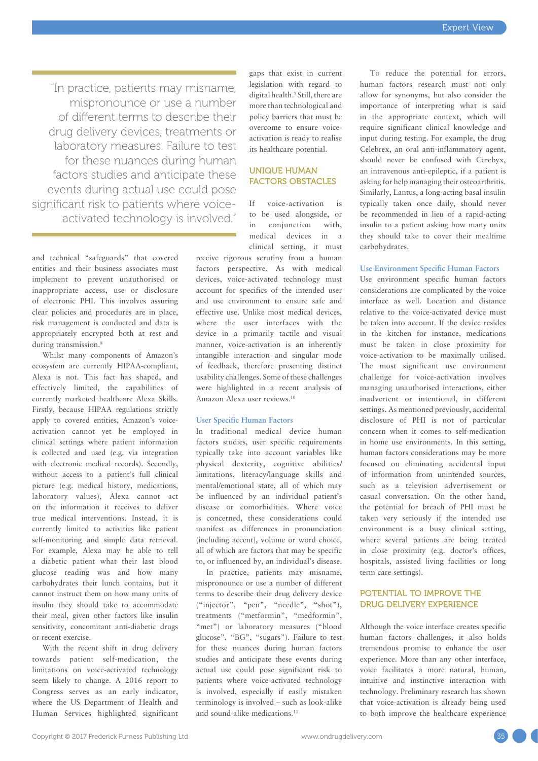> "In practice, patients may misname, mispronounce or use a number of different terms to describe their drug delivery devices, treatments or laboratory measures. Failure to test for these nuances during human factors studies and anticipate these events during actual use could pose significant risk to patients where voice-activated technology is involved."

and technical "safeguards" that covered entities and their business associates must implement to prevent unauthorised or inappropriate access, use or disclosure of electronic PHI. This involves assuring clear policies and procedures are in place, risk management is conducted and data is appropriately encrypted both at rest and during transmission.[8]

Whilst many components of Amazon's ecosystem are currently HIPAA-compliant, Alexa is not. This fact has shaped, and effectively limited, the capabilities of currently marketed healthcare Alexa Skills. Firstly, because HIPAA regulations strictly apply to covered entities, Amazon's voice-activation cannot yet be employed in clinical settings where patient information is collected and used (e.g. via integration with electronic medical records). Secondly, without access to a patient's full clinical picture (e.g. medical history, medications, laboratory values), Alexa cannot act on the information it receives to deliver true medical interventions. Instead, it is currently limited to activities like patient self-monitoring and simple data retrieval. For example, Alexa may be able to tell a diabetic patient what their last blood glucose reading was and how many carbohydrates their lunch contains, but it cannot instruct them on how many units of insulin they should take to accommodate their meal, given other factors like insulin sensitivity, concomitant anti-diabetic drugs or recent exercise.

With the recent shift in drug delivery towards patient self-medication, the limitations on voice-activated technology seem likely to change. A 2016 report to Congress serves as an early indicator, where the US Department of Health and Human Services highlighted significant gaps that exist in current legislation with regard to digital health.[9] Still, there are more than technological and policy barriers that must be overcome to ensure voice-activation is ready to realise its healthcare potential.

## UNIQUE HUMAN FACTORS OBSTACLES

If voice-activation is to be used alongside, or in conjunction with, medical devices in a clinical setting, it must receive rigorous scrutiny from a human factors perspective. As with medical devices, voice-activated technology must account for specifics of the intended user and use environment to ensure safe and effective use. Unlike most medical devices, where the user interfaces with the device in a primarily tactile and visual manner, voice-activation is an inherently intangible interaction and singular mode of feedback, therefore presenting distinct usability challenges. Some of these challenges were highlighted in a recent analysis of Amazon Alexa user reviews.[10]

### User Specific Human Factors

In traditional medical device human factors studies, user specific requirements typically take into account variables like physical dexterity, cognitive abilities/limitations, literacy/language skills and mental/emotional state, all of which may be influenced by an individual patient's disease or comorbidities. Where voice is concerned, these considerations could manifest as differences in pronunciation (including accent), volume or word choice, all of which are factors that may be specific to, or influenced by, an individual's disease.

In practice, patients may misname, mispronounce or use a number of different terms to describe their drug delivery device ("injector", "pen", "needle", "shot"), treatments ("metformin", "medformin", "met") or laboratory measures ("blood glucose", "BG", "sugars"). Failure to test for these nuances during human factors studies and anticipate these events during actual use could pose significant risk to patients where voice-activated technology is involved, especially if easily mistaken terminology is involved – such as look-alike and sound-alike medications.[11]

To reduce the potential for errors, human factors research must not only allow for synonyms, but also consider the importance of interpreting what is said in the appropriate context, which will require significant clinical knowledge and input during testing. For example, the drug Celebrex, an oral anti-inflammatory agent, should never be confused with Cerebyx, an intravenous anti-epileptic, if a patient is asking for help managing their osteoarthritis. Similarly, Lantus, a long-acting basal insulin typically taken once daily, should never be recommended in lieu of a rapid-acting insulin to a patient asking how many units they should take to cover their mealtime carbohydrates.

### Use Environment Specific Human Factors

Use environment specific human factors considerations are complicated by the voice interface as well. Location and distance relative to the voice-activated device must be taken into account. If the device resides in the kitchen for instance, medications must be taken in close proximity for voice-activation to be maximally utilised. The most significant use environment challenge for voice-activation involves managing unauthorised interactions, either inadvertent or intentional, in different settings. As mentioned previously, accidental disclosure of PHI is not of particular concern when it comes to self-medication in home use environments. In this setting, human factors considerations may be more focused on eliminating accidental input of information from unintended sources, such as a television advertisement or casual conversation. On the other hand, the potential for breach of PHI must be taken very seriously if the intended use environment is a busy clinical setting, where several patients are being treated in close proximity (e.g. doctor's offices, hospitals, assisted living facilities or long term care settings).

## POTENTIAL TO IMPROVE THE DRUG DELIVERY EXPERIENCE

Although the voice interface creates specific human factors challenges, it also holds tremendous promise to enhance the user experience. More than any other interface, voice facilitates a more natural, human, intuitive and instinctive interaction with technology. Preliminary research has shown that voice-activation is already being used to both improve the healthcare experience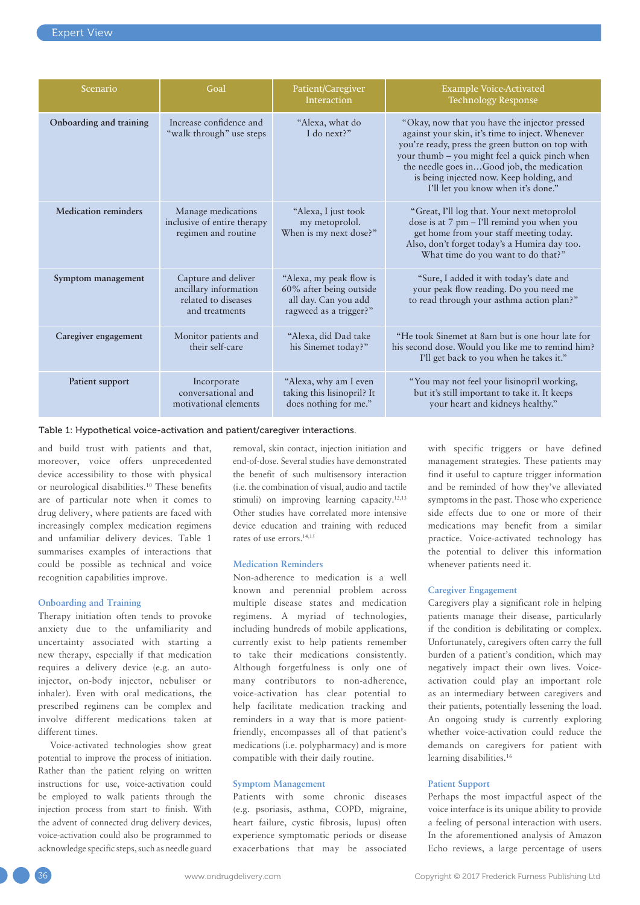| Scenario | Goal | Patient/Caregiver Interaction | Example Voice-Activated Technology Response |
|---|---|---|---|
| **Onboarding and training** | Increase confidence and "walk through" use steps | "Alexa, what do I do next?" | "Okay, now that you have the injector pressed against your skin, it's time to inject. Whenever you're ready, press the green button on top with your thumb – you might feel a quick pinch when the needle goes in…Good job, the medication is being injected now. Keep holding, and I'll let you know when it's done." |
| **Medication reminders** | Manage medications inclusive of entire therapy regimen and routine | "Alexa, I just took my metoprolol. When is my next dose?" | "Great, I'll log that. Your next metoprolol dose is at 7 pm – I'll remind you when you get home from your staff meeting today. Also, don't forget today's a Humira day too. What time do you want to do that?" |
| **Symptom management** | Capture and deliver ancillary information related to diseases and treatments | "Alexa, my peak flow is 60% after being outside all day. Can you add ragweed as a trigger?" | "Sure, I added it with today's date and your peak flow reading. Do you need me to read through your asthma action plan?" |
| **Caregiver engagement** | Monitor patients and their self-care | "Alexa, did Dad take his Sinemet today?" | "He took Sinemet at 8am but is one hour late for his second dose. Would you like me to remind him? I'll get back to you when he takes it." |
| **Patient support** | Incorporate conversational and motivational elements | "Alexa, why am I even taking this lisinopril? It does nothing for me." | "You may not feel your lisinopril working, but it's still important to take it. It keeps your heart and kidneys healthy." |

Table 1: Hypothetical voice-activation and patient/caregiver interactions.

and build trust with patients and that, moreover, voice offers unprecedented device accessibility to those with physical or neurological disabilities.[10] These benefits are of particular note when it comes to drug delivery, where patients are faced with increasingly complex medication regimens and unfamiliar delivery devices. Table 1 summarises examples of interactions that could be possible as technical and voice recognition capabilities improve.

## Onboarding and Training

Therapy initiation often tends to provoke anxiety due to the unfamiliarity and uncertainty associated with starting a new therapy, especially if that medication requires a delivery device (e.g. an auto-injector, on-body injector, nebuliser or inhaler). Even with oral medications, the prescribed regimens can be complex and involve different medications taken at different times.

Voice-activated technologies show great potential to improve the process of initiation. Rather than the patient relying on written instructions for use, voice-activation could be employed to walk patients through the injection process from start to finish. With the advent of connected drug delivery devices, voice-activation could also be programmed to acknowledge specific steps, such as needle guard removal, skin contact, injection initiation and end-of-dose. Several studies have demonstrated the benefit of such multisensory interaction (i.e. the combination of visual, audio and tactile stimuli) on improving learning capacity.[12,13] Other studies have correlated more intensive device education and training with reduced rates of use errors.[14,15]

## Medication Reminders

Non-adherence to medication is a well known and perennial problem across multiple disease states and medication regimens. A myriad of technologies, including hundreds of mobile applications, currently exist to help patients remember to take their medications consistently. Although forgetfulness is only one of many contributors to non-adherence, voice-activation has clear potential to help facilitate medication tracking and reminders in a way that is more patient-friendly, encompasses all of that patient's medications (i.e. polypharmacy) and is more compatible with their daily routine.

## Symptom Management

Patients with some chronic diseases (e.g. psoriasis, asthma, COPD, migraine, heart failure, cystic fibrosis, lupus) often experience symptomatic periods or disease exacerbations that may be associated with specific triggers or have defined management strategies. These patients may find it useful to capture trigger information and be reminded of how they've alleviated symptoms in the past. Those who experience side effects due to one or more of their medications may benefit from a similar practice. Voice-activated technology has the potential to deliver this information whenever patients need it.

## Caregiver Engagement

Caregivers play a significant role in helping patients manage their disease, particularly if the condition is debilitating or complex. Unfortunately, caregivers often carry the full burden of a patient's condition, which may negatively impact their own lives. Voice-activation could play an important role as an intermediary between caregivers and their patients, potentially lessening the load. An ongoing study is currently exploring whether voice-activation could reduce the demands on caregivers for patient with learning disabilities.[16]

## Patient Support

Perhaps the most impactful aspect of the voice interface is its unique ability to provide a feeling of personal interaction with users. In the aforementioned analysis of Amazon Echo reviews, a large percentage of users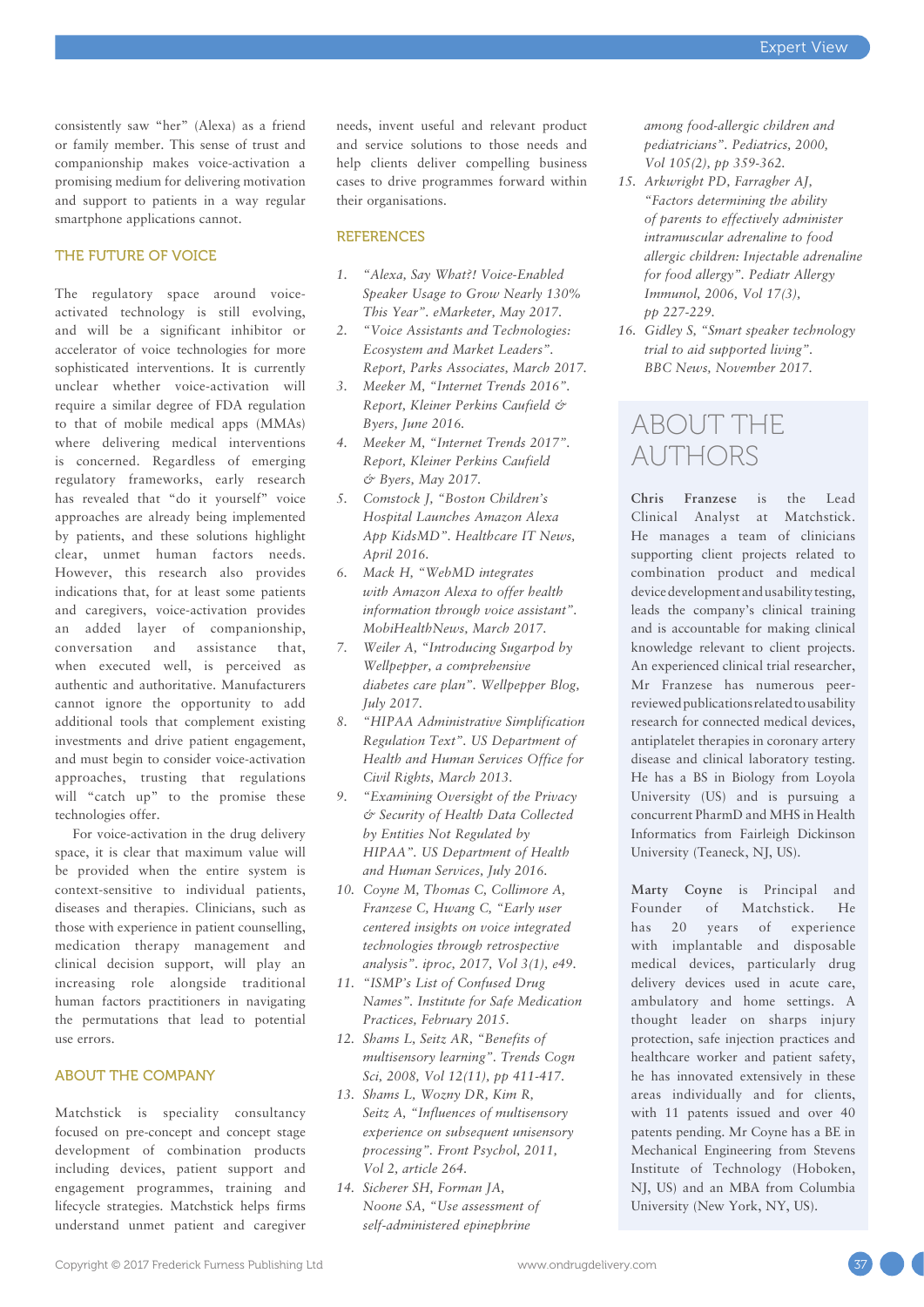consistently saw "her" (Alexa) as a friend or family member. This sense of trust and companionship makes voice-activation a promising medium for delivering motivation and support to patients in a way regular smartphone applications cannot.

## THE FUTURE OF VOICE

The regulatory space around voice-activated technology is still evolving, and will be a significant inhibitor or accelerator of voice technologies for more sophisticated interventions. It is currently unclear whether voice-activation will require a similar degree of FDA regulation to that of mobile medical apps (MMAs) where delivering medical interventions is concerned. Regardless of emerging regulatory frameworks, early research has revealed that "do it yourself" voice approaches are already being implemented by patients, and these solutions highlight clear, unmet human factors needs. However, this research also provides indications that, for at least some patients and caregivers, voice-activation provides an added layer of companionship, conversation and assistance that, when executed well, is perceived as authentic and authoritative. Manufacturers cannot ignore the opportunity to add additional tools that complement existing investments and drive patient engagement, and must begin to consider voice-activation approaches, trusting that regulations will "catch up" to the promise these technologies offer.

For voice-activation in the drug delivery space, it is clear that maximum value will be provided when the entire system is context-sensitive to individual patients, diseases and therapies. Clinicians, such as those with experience in patient counselling, medication therapy management and clinical decision support, will play an increasing role alongside traditional human factors practitioners in navigating the permutations that lead to potential use errors.

## ABOUT THE COMPANY

Matchstick is speciality consultancy focused on pre-concept and concept stage development of combination products including devices, patient support and engagement programmes, training and lifecycle strategies. Matchstick helps firms understand unmet patient and caregiver needs, invent useful and relevant product and service solutions to those needs and help clients deliver compelling business cases to drive programmes forward within their organisations.

## REFERENCES

1. *"Alexa, Say What?! Voice-Enabled Speaker Usage to Grow Nearly 130% This Year". eMarketer, May 2017.*
2. *"Voice Assistants and Technologies: Ecosystem and Market Leaders". Report, Parks Associates, March 2017.*
3. *Meeker M, "Internet Trends 2016". Report, Kleiner Perkins Caufield & Byers, June 2016.*
4. *Meeker M, "Internet Trends 2017". Report, Kleiner Perkins Caufield & Byers, May 2017.*
5. *Comstock J, "Boston Children's Hospital Launches Amazon Alexa App KidsMD". Healthcare IT News, April 2016.*
6. *Mack H, "WebMD integrates with Amazon Alexa to offer health information through voice assistant". MobiHealthNews, March 2017.*
7. *Weiler A, "Introducing Sugarpod by Wellpepper, a comprehensive diabetes care plan". Wellpepper Blog, July 2017.*
8. *"HIPAA Administrative Simplification Regulation Text". US Department of Health and Human Services Office for Civil Rights, March 2013.*
9. *"Examining Oversight of the Privacy & Security of Health Data Collected by Entities Not Regulated by HIPAA". US Department of Health and Human Services, July 2016.*
10. *Coyne M, Thomas C, Collimore A, Franzese C, Hwang C, "Early user centered insights on voice integrated technologies through retrospective analysis". iproc, 2017, Vol 3(1), e49.*
11. *"ISMP's List of Confused Drug Names". Institute for Safe Medication Practices, February 2015.*
12. *Shams L, Seitz AR, "Benefits of multisensory learning". Trends Cogn Sci, 2008, Vol 12(11), pp 411-417.*
13. *Shams L, Wozny DR, Kim R, Seitz A, "Influences of multisensory experience on subsequent unisensory processing". Front Psychol, 2011, Vol 2, article 264.*
14. *Sicherer SH, Forman JA, Noone SA, "Use assessment of self-administered epinephrine among food-allergic children and pediatricians". Pediatrics, 2000, Vol 105(2), pp 359-362.*
15. *Arkwright PD, Farragher AJ, "Factors determining the ability of parents to effectively administer intramuscular adrenaline to food allergic children: Injectable adrenaline for food allergy". Pediatr Allergy Immunol, 2006, Vol 17(3), pp 227-229.*
16. *Gidley S, "Smart speaker technology trial to aid supported living". BBC News, November 2017.*

## ABOUT THE AUTHORS

**Chris Franzese** is the Lead Clinical Analyst at Matchstick. He manages a team of clinicians supporting client projects related to combination product and medical device development and usability testing, leads the company's clinical training and is accountable for making clinical knowledge relevant to client projects. An experienced clinical trial researcher, Mr Franzese has numerous peer-reviewed publications related to usability research for connected medical devices, antiplatelet therapies in coronary artery disease and clinical laboratory testing. He has a BS in Biology from Loyola University (US) and is pursuing a concurrent PharmD and MHS in Health Informatics from Fairleigh Dickinson University (Teaneck, NJ, US).

**Marty Coyne** is Principal and Founder of Matchstick. He has 20 years of experience with implantable and disposable medical devices, particularly drug delivery devices used in acute care, ambulatory and home settings. A thought leader on sharps injury protection, safe injection practices and healthcare worker and patient safety, he has innovated extensively in these areas individually and for clients, with 11 patents issued and over 40 patents pending. Mr Coyne has a BE in Mechanical Engineering from Stevens Institute of Technology (Hoboken, NJ, US) and an MBA from Columbia University (New York, NY, US).